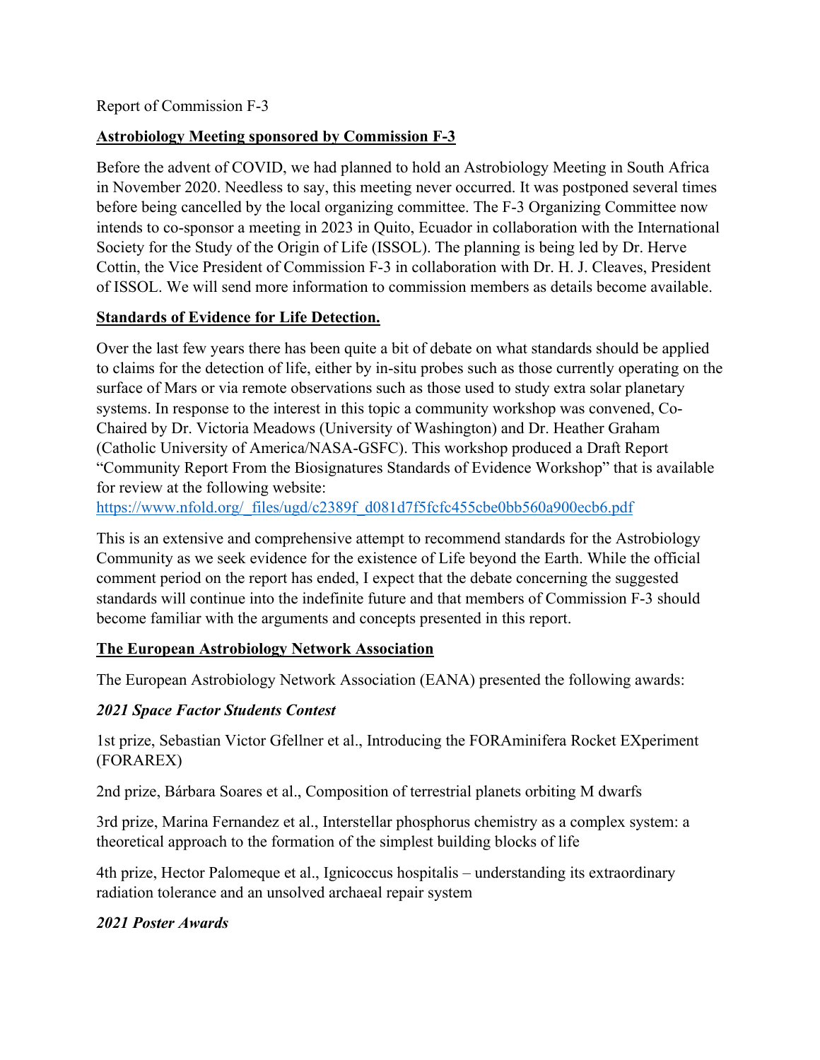Report of Commission F-3

**Astrobiology Meeting sponsored by Commission F-3**

Before the advent of COVID, we had planned to hold an Astrobiology Meeting in South Africa in November 2020. Needless to say, this meeting never occurred. It was postponed several times before being cancelled by the local organizing committee. The F-3 Organizing Committee now intends to co-sponsor a meeting in 2023 in Quito, Ecuador in collaboration with the International Society for the Study of the Origin of Life (ISSOL). The planning is being led by Dr. Herve Cottin, the Vice President of Commission F-3 in collaboration with Dr. H. J. Cleaves, President of ISSOL. We will send more information to commission members as details become available.

**Standards of Evidence for Life Detection.**

Over the last few years there has been quite a bit of debate on what standards should be applied to claims for the detection of life, either by in-situ probes such as those currently operating on the surface of Mars or via remote observations such as those used to study extra solar planetary systems. In response to the interest in this topic a community workshop was convened, Co-Chaired by Dr. Victoria Meadows (University of Washington) and Dr. Heather Graham (Catholic University of America/NASA-GSFC). This workshop produced a Draft Report "Community Report From the Biosignatures Standards of Evidence Workshop" that is available for review at the following website:
https://www.nfold.org/_files/ugd/c2389f_d081d7f5fcfc455cbe0bb560a900ecb6.pdf

This is an extensive and comprehensive attempt to recommend standards for the Astrobiology Community as we seek evidence for the existence of Life beyond the Earth. While the official comment period on the report has ended, I expect that the debate concerning the suggested standards will continue into the indefinite future and that members of Commission F-3 should become familiar with the arguments and concepts presented in this report.

**The European Astrobiology Network Association**

The European Astrobiology Network Association (EANA) presented the following awards:

***2021 Space Factor Students Contest***

1st prize, Sebastian Victor Gfellner et al., Introducing the FORAminifera Rocket EXperiment (FORAREX)

2nd prize, Bárbara Soares et al., Composition of terrestrial planets orbiting M dwarfs

3rd prize, Marina Fernandez et al., Interstellar phosphorus chemistry as a complex system: a theoretical approach to the formation of the simplest building blocks of life

4th prize, Hector Palomeque et al., Ignicoccus hospitalis – understanding its extraordinary radiation tolerance and an unsolved archaeal repair system

***2021 Poster Awards***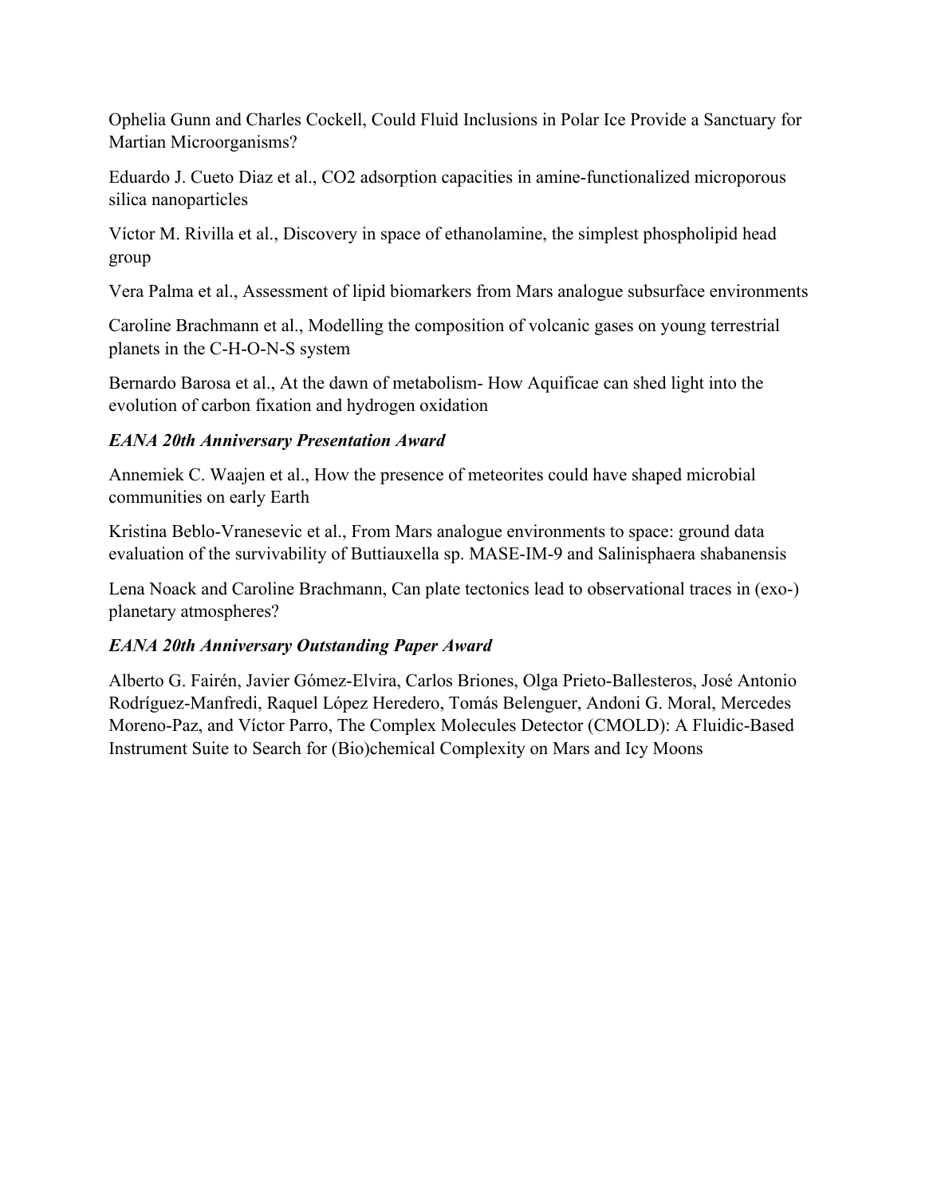Ophelia Gunn and Charles Cockell, Could Fluid Inclusions in Polar Ice Provide a Sanctuary for Martian Microorganisms?

Eduardo J. Cueto Diaz et al., CO2 adsorption capacities in amine-functionalized microporous silica nanoparticles

Víctor M. Rivilla et al., Discovery in space of ethanolamine, the simplest phospholipid head group

Vera Palma et al., Assessment of lipid biomarkers from Mars analogue subsurface environments

Caroline Brachmann et al., Modelling the composition of volcanic gases on young terrestrial planets in the C-H-O-N-S system

Bernardo Barosa et al., At the dawn of metabolism- How Aquificae can shed light into the evolution of carbon fixation and hydrogen oxidation

### *EANA 20th Anniversary Presentation Award*

Annemiek C. Waajen et al., How the presence of meteorites could have shaped microbial communities on early Earth

Kristina Beblo-Vranesevic et al., From Mars analogue environments to space: ground data evaluation of the survivability of Buttiauxella sp. MASE-IM-9 and Salinisphaera shabanensis

Lena Noack and Caroline Brachmann, Can plate tectonics lead to observational traces in (exo-) planetary atmospheres?

### *EANA 20th Anniversary Outstanding Paper Award*

Alberto G. Fairén, Javier Gómez-Elvira, Carlos Briones, Olga Prieto-Ballesteros, José Antonio Rodríguez-Manfredi, Raquel López Heredero, Tomás Belenguer, Andoni G. Moral, Mercedes Moreno-Paz, and Víctor Parro, The Complex Molecules Detector (CMOLD): A Fluidic-Based Instrument Suite to Search for (Bio)chemical Complexity on Mars and Icy Moons